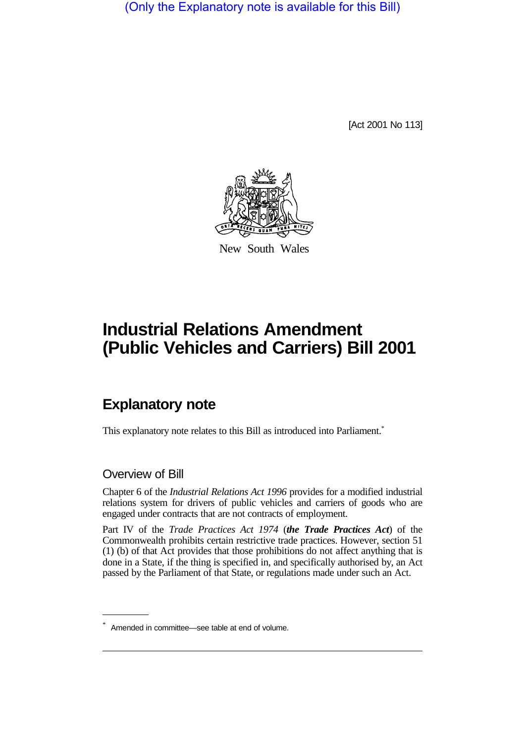(Only the Explanatory note is available for this Bill)

[Act 2001 No 113]

New South Wales

# Industrial Relations Amendment (Public Vehicles and Carriers) Bill 2001

## Explanatory note

This explanatory note relates to this Bill as introduced into Parliament.*

### Overview of Bill

Chapter 6 of the *Industrial Relations Act 1996* provides for a modified industrial relations system for drivers of public vehicles and carriers of goods who are engaged under contracts that are not contracts of employment.

Part IV of the *Trade Practices Act 1974* (***the Trade Practices Act***) of the Commonwealth prohibits certain restrictive trade practices. However, section 51 (1) (b) of that Act provides that those prohibitions do not affect anything that is done in a State, if the thing is specified in, and specifically authorised by, an Act passed by the Parliament of that State, or regulations made under such an Act.

---

* Amended in committee—see table at end of volume.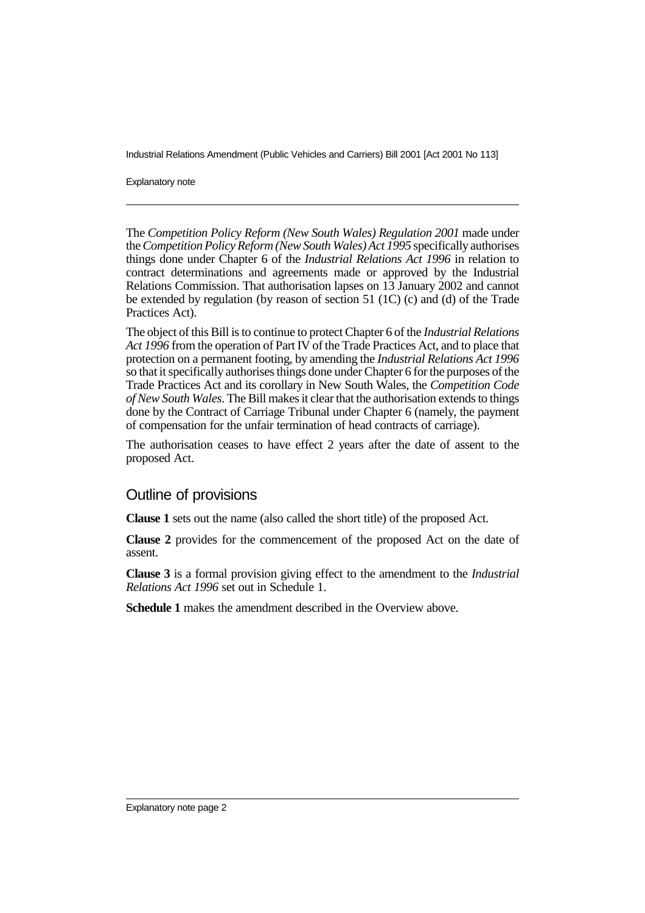The *Competition Policy Reform (New South Wales) Regulation 2001* made under the *Competition Policy Reform (New South Wales) Act 1995* specifically authorises things done under Chapter 6 of the *Industrial Relations Act 1996* in relation to contract determinations and agreements made or approved by the Industrial Relations Commission. That authorisation lapses on 13 January 2002 and cannot be extended by regulation (by reason of section 51 (1C) (c) and (d) of the Trade Practices Act).

The object of this Bill is to continue to protect Chapter 6 of the *Industrial Relations Act 1996* from the operation of Part IV of the Trade Practices Act, and to place that protection on a permanent footing, by amending the *Industrial Relations Act 1996* so that it specifically authorises things done under Chapter 6 for the purposes of the Trade Practices Act and its corollary in New South Wales, the *Competition Code of New South Wales*. The Bill makes it clear that the authorisation extends to things done by the Contract of Carriage Tribunal under Chapter 6 (namely, the payment of compensation for the unfair termination of head contracts of carriage).

The authorisation ceases to have effect 2 years after the date of assent to the proposed Act.

## Outline of provisions

**Clause 1** sets out the name (also called the short title) of the proposed Act.

**Clause 2** provides for the commencement of the proposed Act on the date of assent.

**Clause 3** is a formal provision giving effect to the amendment to the *Industrial Relations Act 1996* set out in Schedule 1.

**Schedule 1** makes the amendment described in the Overview above.